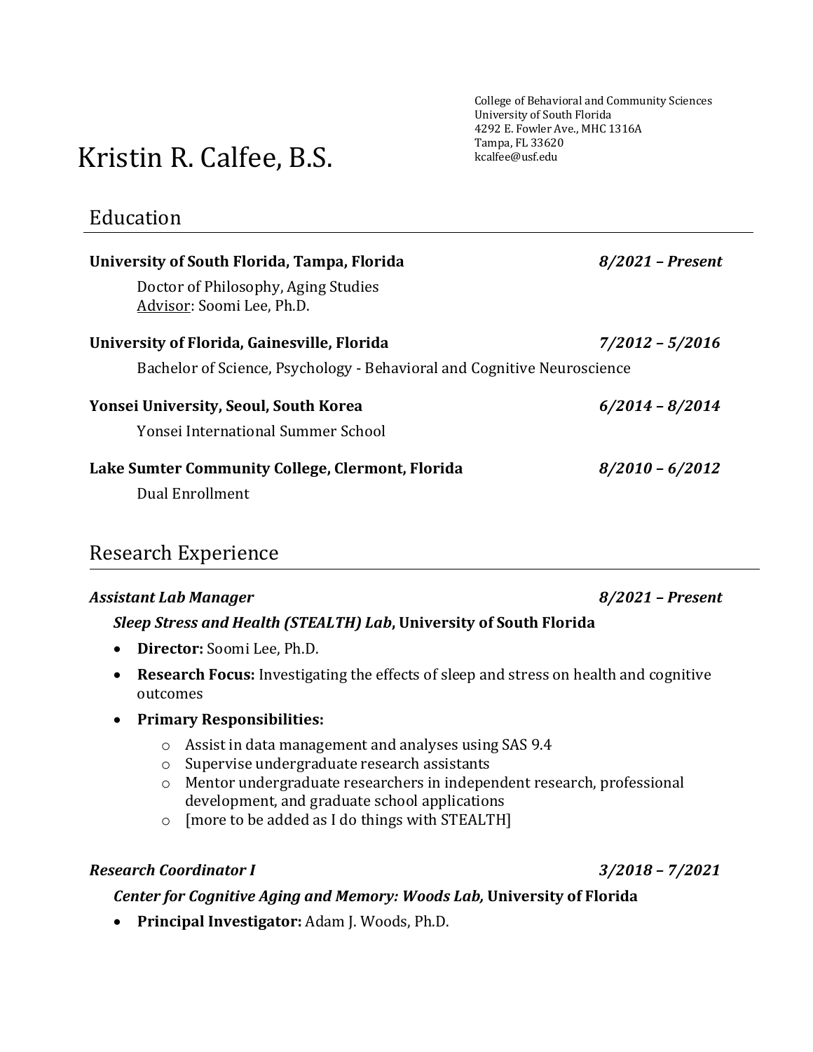# Kristin R. Calfee, B.S.

College of Behavioral and Community Sciences
University of South Florida
4292 E. Fowler Ave., MHC 1316A
Tampa, FL 33620
kcalfee@usf.edu

## Education

**University of South Florida, Tampa, Florida** — ***8/2021 – Present***

Doctor of Philosophy, Aging Studies
Advisor: Soomi Lee, Ph.D.

**University of Florida, Gainesville, Florida** — ***7/2012 – 5/2016***

Bachelor of Science, Psychology - Behavioral and Cognitive Neuroscience

**Yonsei University, Seoul, South Korea** — ***6/2014 – 8/2014***

Yonsei International Summer School

**Lake Sumter Community College, Clermont, Florida** — ***8/2010 – 6/2012***

Dual Enrollment

## Research Experience

***Assistant Lab Manager*** — ***8/2021 – Present***

***Sleep Stress and Health (STEALTH) Lab*, University of South Florida**

- **Director:** Soomi Lee, Ph.D.
- **Research Focus:** Investigating the effects of sleep and stress on health and cognitive outcomes
- **Primary Responsibilities:**
  - Assist in data management and analyses using SAS 9.4
  - Supervise undergraduate research assistants
  - Mentor undergraduate researchers in independent research, professional development, and graduate school applications
  - [more to be added as I do things with STEALTH]

***Research Coordinator I*** — ***3/2018 – 7/2021***

***Center for Cognitive Aging and Memory: Woods Lab,* University of Florida**

- **Principal Investigator:** Adam J. Woods, Ph.D.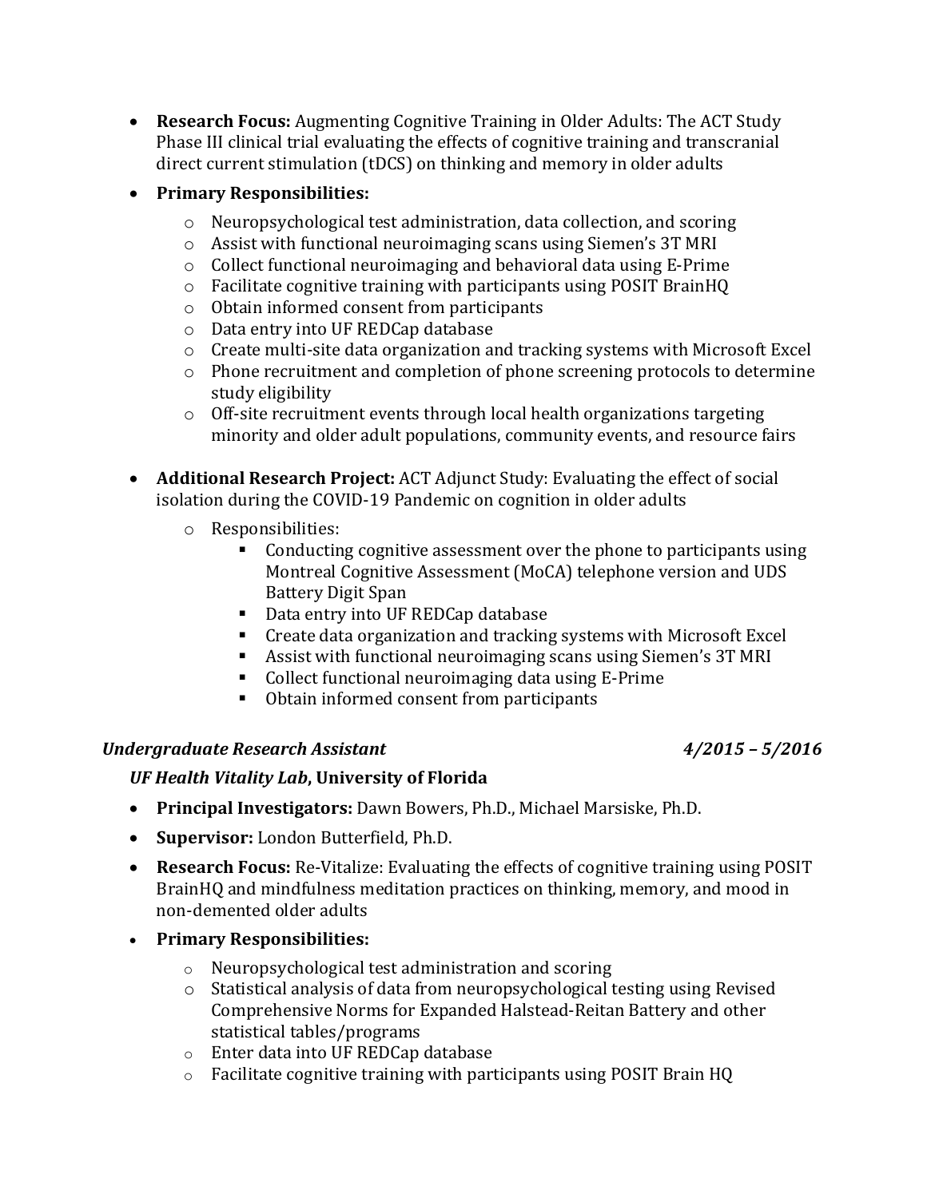- **Research Focus:** Augmenting Cognitive Training in Older Adults: The ACT Study Phase III clinical trial evaluating the effects of cognitive training and transcranial direct current stimulation (tDCS) on thinking and memory in older adults
- **Primary Responsibilities:**
  - Neuropsychological test administration, data collection, and scoring
  - Assist with functional neuroimaging scans using Siemen's 3T MRI
  - Collect functional neuroimaging and behavioral data using E-Prime
  - Facilitate cognitive training with participants using POSIT BrainHQ
  - Obtain informed consent from participants
  - Data entry into UF REDCap database
  - Create multi-site data organization and tracking systems with Microsoft Excel
  - Phone recruitment and completion of phone screening protocols to determine study eligibility
  - Off-site recruitment events through local health organizations targeting minority and older adult populations, community events, and resource fairs

- **Additional Research Project:** ACT Adjunct Study: Evaluating the effect of social isolation during the COVID-19 Pandemic on cognition in older adults
  - Responsibilities:
    - Conducting cognitive assessment over the phone to participants using Montreal Cognitive Assessment (MoCA) telephone version and UDS Battery Digit Span
    - Data entry into UF REDCap database
    - Create data organization and tracking systems with Microsoft Excel
    - Assist with functional neuroimaging scans using Siemen's 3T MRI
    - Collect functional neuroimaging data using E-Prime
    - Obtain informed consent from participants

***Undergraduate Research Assistant*** ***4/2015 – 5/2016***

***UF Health Vitality Lab*, University of Florida**

- **Principal Investigators:** Dawn Bowers, Ph.D., Michael Marsiske, Ph.D.
- **Supervisor:** London Butterfield, Ph.D.
- **Research Focus:** Re-Vitalize: Evaluating the effects of cognitive training using POSIT BrainHQ and mindfulness meditation practices on thinking, memory, and mood in non-demented older adults
- **Primary Responsibilities:**
  - Neuropsychological test administration and scoring
  - Statistical analysis of data from neuropsychological testing using Revised Comprehensive Norms for Expanded Halstead-Reitan Battery and other statistical tables/programs
  - Enter data into UF REDCap database
  - Facilitate cognitive training with participants using POSIT Brain HQ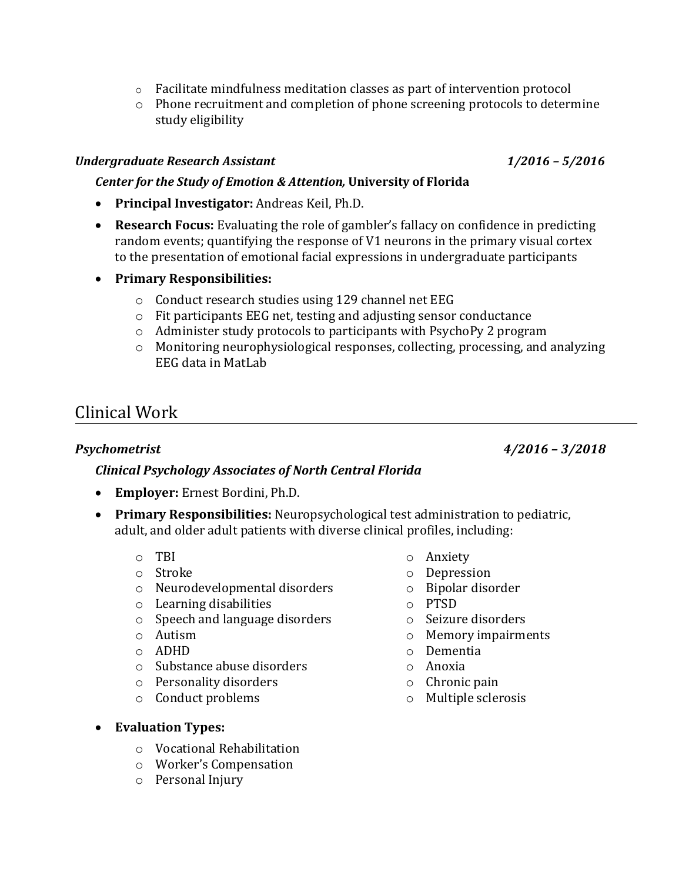- Facilitate mindfulness meditation classes as part of intervention protocol
- Phone recruitment and completion of phone screening protocols to determine study eligibility

***Undergraduate Research Assistant*** ***1/2016 – 5/2016***

***Center for the Study of Emotion & Attention,* University of Florida**

- **Principal Investigator:** Andreas Keil, Ph.D.
- **Research Focus:** Evaluating the role of gambler's fallacy on confidence in predicting random events; quantifying the response of V1 neurons in the primary visual cortex to the presentation of emotional facial expressions in undergraduate participants
- **Primary Responsibilities:**
  - Conduct research studies using 129 channel net EEG
  - Fit participants EEG net, testing and adjusting sensor conductance
  - Administer study protocols to participants with PsychoPy 2 program
  - Monitoring neurophysiological responses, collecting, processing, and analyzing EEG data in MatLab

## Clinical Work

***Psychometrist*** ***4/2016 – 3/2018***

***Clinical Psychology Associates of North Central Florida***

- **Employer:** Ernest Bordini, Ph.D.
- **Primary Responsibilities:** Neuropsychological test administration to pediatric, adult, and older adult patients with diverse clinical profiles, including:
  - TBI
  - Stroke
  - Neurodevelopmental disorders
  - Learning disabilities
  - Speech and language disorders
  - Autism
  - ADHD
  - Substance abuse disorders
  - Personality disorders
  - Conduct problems
  - Anxiety
  - Depression
  - Bipolar disorder
  - PTSD
  - Seizure disorders
  - Memory impairments
  - Dementia
  - Anoxia
  - Chronic pain
  - Multiple sclerosis
- **Evaluation Types:**
  - Vocational Rehabilitation
  - Worker's Compensation
  - Personal Injury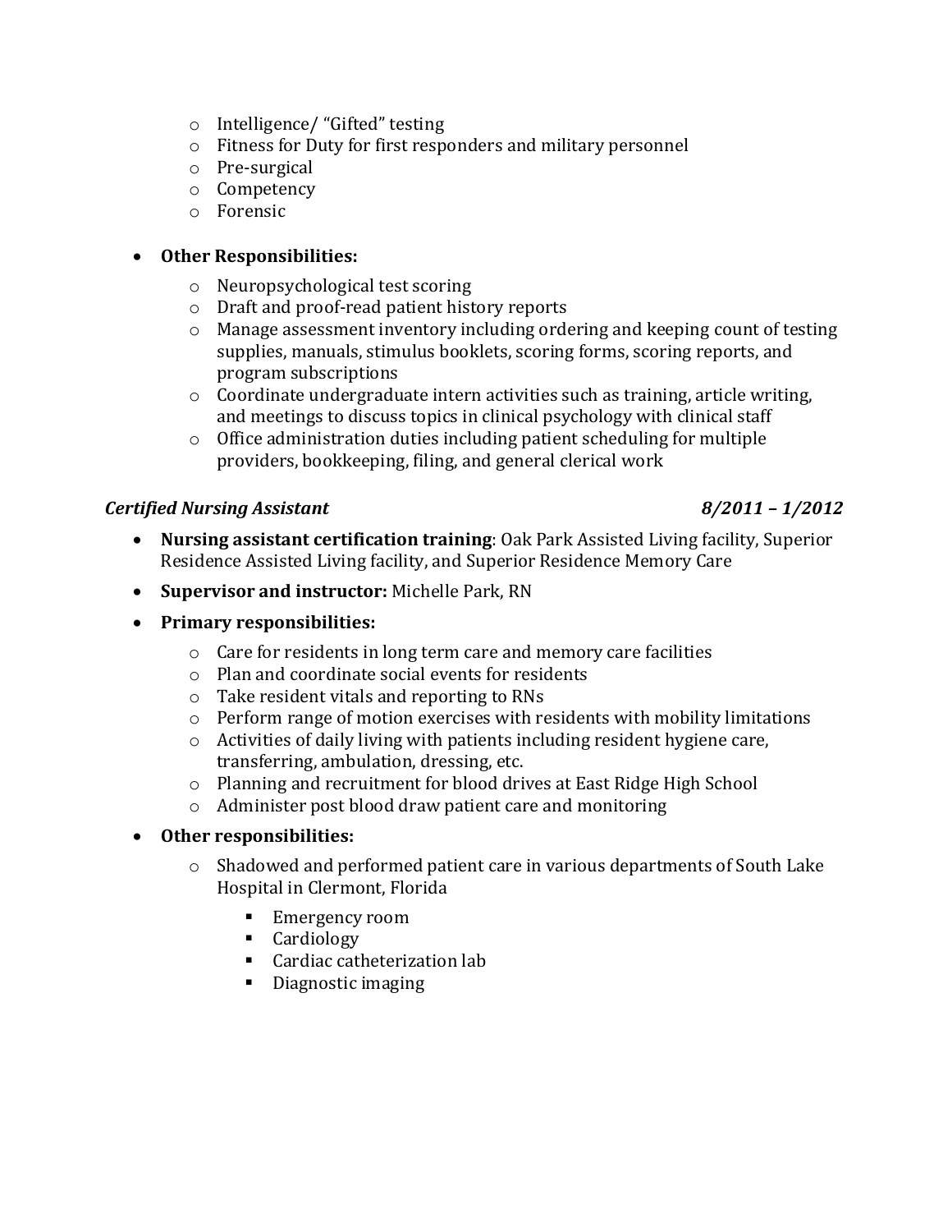- Intelligence/ "Gifted" testing
  - Fitness for Duty for first responders and military personnel
  - Pre-surgical
  - Competency
  - Forensic

- **Other Responsibilities:**
  - Neuropsychological test scoring
  - Draft and proof-read patient history reports
  - Manage assessment inventory including ordering and keeping count of testing supplies, manuals, stimulus booklets, scoring forms, scoring reports, and program subscriptions
  - Coordinate undergraduate intern activities such as training, article writing, and meetings to discuss topics in clinical psychology with clinical staff
  - Office administration duties including patient scheduling for multiple providers, bookkeeping, filing, and general clerical work

***Certified Nursing Assistant*** **_8/2011 – 1/2012_**

- **Nursing assistant certification training**: Oak Park Assisted Living facility, Superior Residence Assisted Living facility, and Superior Residence Memory Care
- **Supervisor and instructor:** Michelle Park, RN
- **Primary responsibilities:**
  - Care for residents in long term care and memory care facilities
  - Plan and coordinate social events for residents
  - Take resident vitals and reporting to RNs
  - Perform range of motion exercises with residents with mobility limitations
  - Activities of daily living with patients including resident hygiene care, transferring, ambulation, dressing, etc.
  - Planning and recruitment for blood drives at East Ridge High School
  - Administer post blood draw patient care and monitoring
- **Other responsibilities:**
  - Shadowed and performed patient care in various departments of South Lake Hospital in Clermont, Florida
    - Emergency room
    - Cardiology
    - Cardiac catheterization lab
    - Diagnostic imaging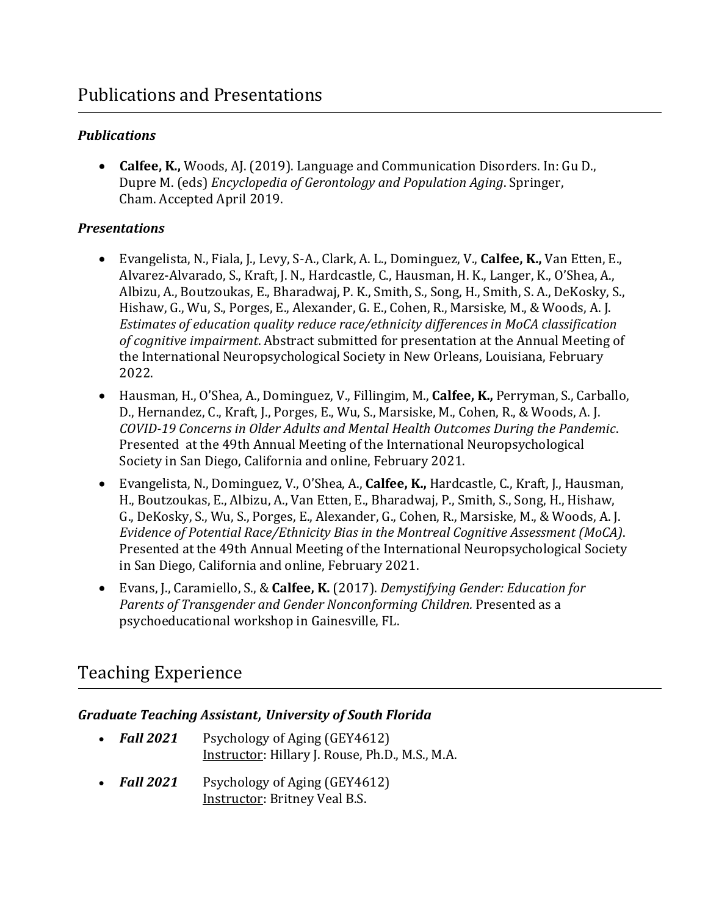## Publications and Presentations

### *Publications*

- **Calfee, K.,** Woods, AJ. (2019). Language and Communication Disorders. In: Gu D., Dupre M. (eds) *Encyclopedia of Gerontology and Population Aging*. Springer, Cham. Accepted April 2019.

### *Presentations*

- Evangelista, N., Fiala, J., Levy, S-A., Clark, A. L., Dominguez, V., **Calfee, K.,** Van Etten, E., Alvarez-Alvarado, S., Kraft, J. N., Hardcastle, C., Hausman, H. K., Langer, K., O'Shea, A., Albizu, A., Boutzoukas, E., Bharadwaj, P. K., Smith, S., Song, H., Smith, S. A., DeKosky, S., Hishaw, G., Wu, S., Porges, E., Alexander, G. E., Cohen, R., Marsiske, M., & Woods, A. J. *Estimates of education quality reduce race/ethnicity differences in MoCA classification of cognitive impairment*. Abstract submitted for presentation at the Annual Meeting of the International Neuropsychological Society in New Orleans, Louisiana, February 2022.
- Hausman, H., O'Shea, A., Dominguez, V., Fillingim, M., **Calfee, K.,** Perryman, S., Carballo, D., Hernandez, C., Kraft, J., Porges, E., Wu, S., Marsiske, M., Cohen, R., & Woods, A. J. *COVID-19 Concerns in Older Adults and Mental Health Outcomes During the Pandemic*. Presented at the 49th Annual Meeting of the International Neuropsychological Society in San Diego, California and online, February 2021.
- Evangelista, N., Dominguez, V., O'Shea, A., **Calfee, K.,** Hardcastle, C., Kraft, J., Hausman, H., Boutzoukas, E., Albizu, A., Van Etten, E., Bharadwaj, P., Smith, S., Song, H., Hishaw, G., DeKosky, S., Wu, S., Porges, E., Alexander, G., Cohen, R., Marsiske, M., & Woods, A. J. *Evidence of Potential Race/Ethnicity Bias in the Montreal Cognitive Assessment (MoCA)*. Presented at the 49th Annual Meeting of the International Neuropsychological Society in San Diego, California and online, February 2021.
- Evans, J., Caramiello, S., & **Calfee, K.** (2017). *Demystifying Gender: Education for Parents of Transgender and Gender Nonconforming Children.* Presented as a psychoeducational workshop in Gainesville, FL.

## Teaching Experience

### *Graduate Teaching Assistant, University of South Florida*

- ***Fall 2021*** Psychology of Aging (GEY4612)
  Instructor: Hillary J. Rouse, Ph.D., M.S., M.A.
- ***Fall 2021*** Psychology of Aging (GEY4612)
  Instructor: Britney Veal B.S.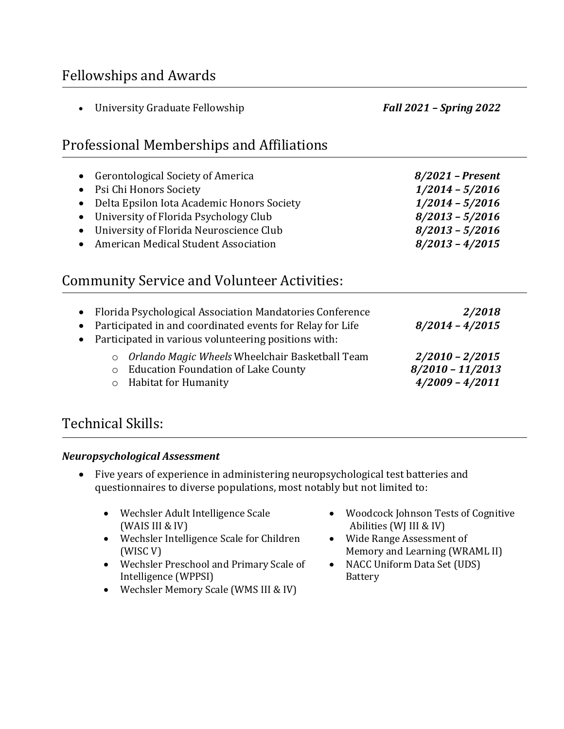## Fellowships and Awards

- University Graduate Fellowship — ***Fall 2021 – Spring 2022***

## Professional Memberships and Affiliations

- Gerontological Society of America — ***8/2021 – Present***
- Psi Chi Honors Society — ***1/2014 – 5/2016***
- Delta Epsilon Iota Academic Honors Society — ***1/2014 – 5/2016***
- University of Florida Psychology Club — ***8/2013 – 5/2016***
- University of Florida Neuroscience Club — ***8/2013 – 5/2016***
- American Medical Student Association — ***8/2013 – 4/2015***

## Community Service and Volunteer Activities:

- Florida Psychological Association Mandatories Conference — ***2/2018***
- Participated in and coordinated events for Relay for Life — ***8/2014 – 4/2015***
- Participated in various volunteering positions with:
  - *Orlando Magic Wheels* Wheelchair Basketball Team — ***2/2010 – 2/2015***
  - Education Foundation of Lake County — ***8/2010 – 11/2013***
  - Habitat for Humanity — ***4/2009 – 4/2011***

## Technical Skills:

### *Neuropsychological Assessment*

- Five years of experience in administering neuropsychological test batteries and questionnaires to diverse populations, most notably but not limited to:
  - Wechsler Adult Intelligence Scale (WAIS III & IV)
  - Wechsler Intelligence Scale for Children (WISC V)
  - Wechsler Preschool and Primary Scale of Intelligence (WPPSI)
  - Wechsler Memory Scale (WMS III & IV)
  - Woodcock Johnson Tests of Cognitive Abilities (WJ III & IV)
  - Wide Range Assessment of Memory and Learning (WRAML II)
  - NACC Uniform Data Set (UDS) Battery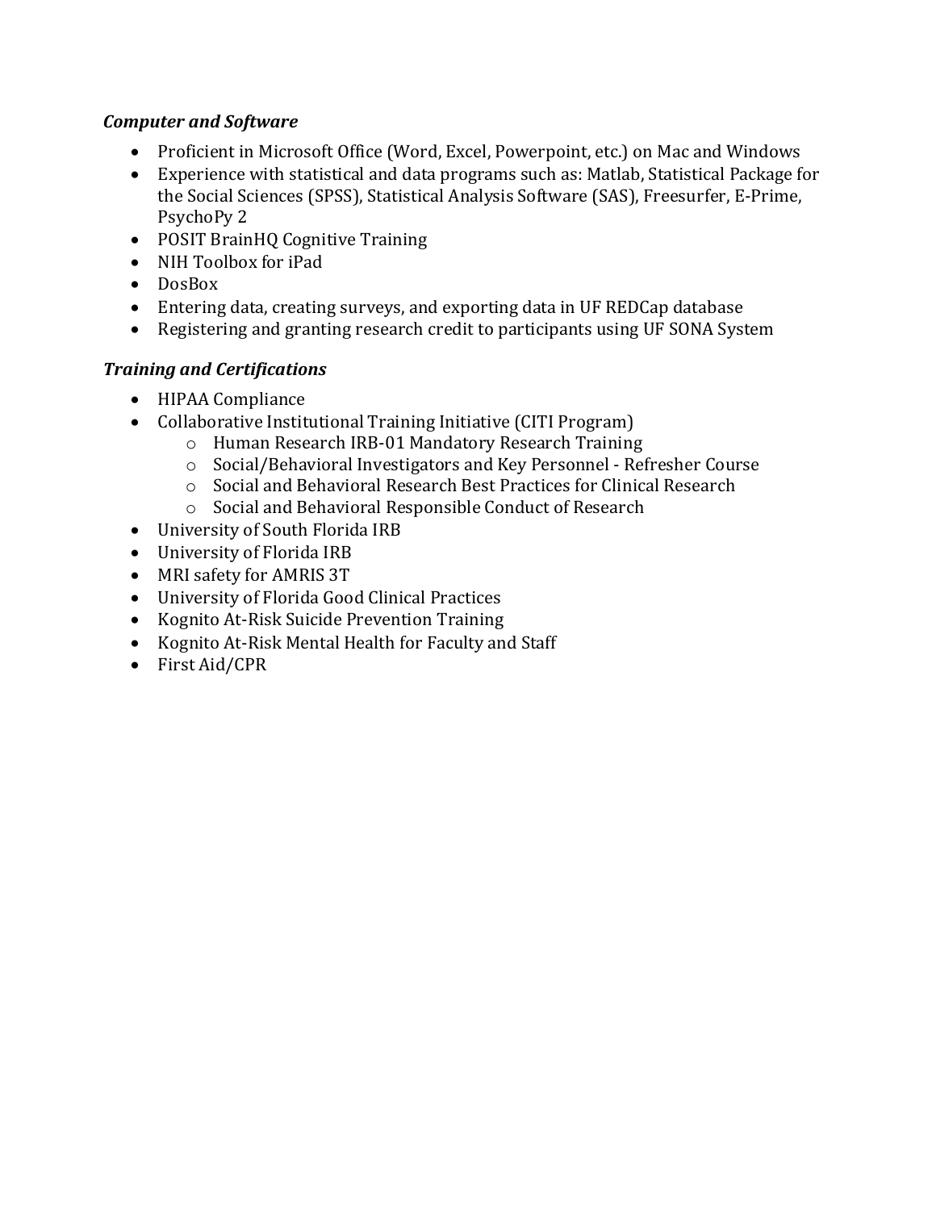***Computer and Software***

- Proficient in Microsoft Office (Word, Excel, Powerpoint, etc.) on Mac and Windows
- Experience with statistical and data programs such as: Matlab, Statistical Package for the Social Sciences (SPSS), Statistical Analysis Software (SAS), Freesurfer, E-Prime, PsychoPy 2
- POSIT BrainHQ Cognitive Training
- NIH Toolbox for iPad
- DosBox
- Entering data, creating surveys, and exporting data in UF REDCap database
- Registering and granting research credit to participants using UF SONA System

***Training and Certifications***

- HIPAA Compliance
- Collaborative Institutional Training Initiative (CITI Program)
  - Human Research IRB-01 Mandatory Research Training
  - Social/Behavioral Investigators and Key Personnel - Refresher Course
  - Social and Behavioral Research Best Practices for Clinical Research
  - Social and Behavioral Responsible Conduct of Research
- University of South Florida IRB
- University of Florida IRB
- MRI safety for AMRIS 3T
- University of Florida Good Clinical Practices
- Kognito At-Risk Suicide Prevention Training
- Kognito At-Risk Mental Health for Faculty and Staff
- First Aid/CPR